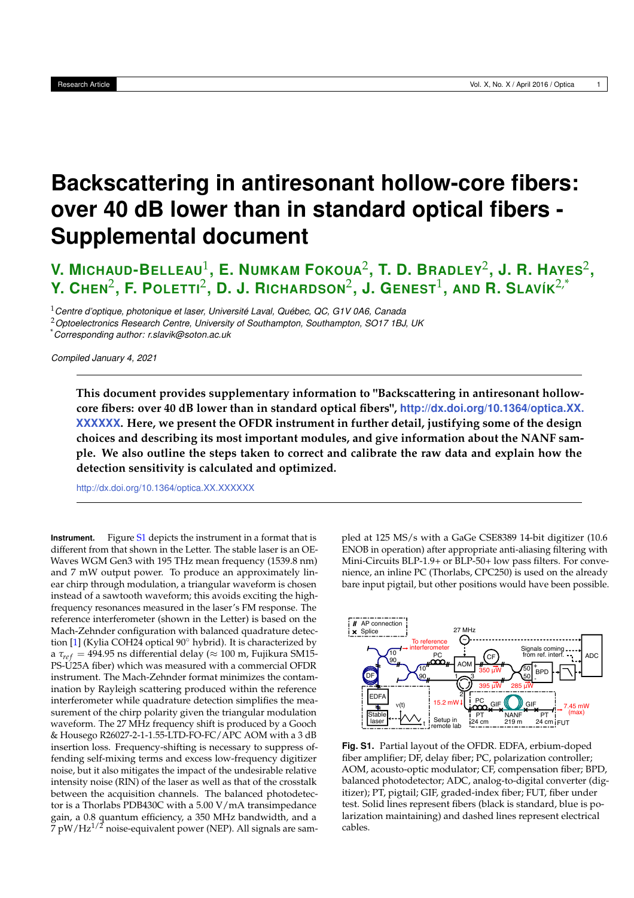# Backscattering in antiresonant hollow-core fibers: over 40 dB lower than in standard optical fibers - Supplemental document

**V. Michaud-Belleau[1], E. Numkam Fokoua[2], T. D. Bradley[2], J. R. Hayes[2], Y. Chen[2], F. Poletti[2], D. J. Richardson[2], J. Genest[1], and R. Slavík[2,*]**

[1] *Centre d'optique, photonique et laser, Université Laval, Québec, QC, G1V 0A6, Canada*
[2] *Optoelectronics Research Centre, University of Southampton, Southampton, SO17 1BJ, UK*
[*] *Corresponding author: r.slavik@soton.ac.uk*

*Compiled January 4, 2021*

**This document provides supplementary information to "Backscattering in antiresonant hollow-core fibers: over 40 dB lower than in standard optical fibers", http://dx.doi.org/10.1364/optica.XX.XXXXXX. Here, we present the OFDR instrument in further detail, justifying some of the design choices and describing its most important modules, and give information about the NANF sample. We also outline the steps taken to correct and calibrate the raw data and explain how the detection sensitivity is calculated and optimized.**

http://dx.doi.org/10.1364/optica.XX.XXXXXX

**Instrument.** Figure S1 depicts the instrument in a format that is different from that shown in the Letter. The stable laser is an OEWaves WGM Gen3 with 195 THz mean frequency (1539.8 nm) and 7 mW output power. To produce an approximately linear chirp through modulation, a triangular waveform is chosen instead of a sawtooth waveform; this avoids exciting the high-frequency resonances measured in the laser's FM response. The reference interferometer (shown in the Letter) is based on the Mach-Zehnder configuration with balanced quadrature detection [1] (Kylia COH24 optical 90° hybrid). It is characterized by a $\tau_{ref} = 494.95$ ns differential delay ($\approx 100$ m, Fujikura SM15-PS-U25A fiber) which was measured with a commercial OFDR instrument. The Mach-Zehnder format minimizes the contamination by Rayleigh scattering produced within the reference interferometer while quadrature detection simplifies the measurement of the chirp polarity given the triangular modulation waveform. The 27 MHz frequency shift is produced by a Gooch & Housego R26027-2-1-1.55-LTD-FO-FC/APC AOM with a 3 dB insertion loss. Frequency-shifting is necessary to suppress offending self-mixing terms and excess low-frequency digitizer noise, but it also mitigates the impact of the undesirable relative intensity noise (RIN) of the laser as well as that of the crosstalk between the acquisition channels. The balanced photodetector is a Thorlabs PDB430C with a 5.00 V/mA transimpedance gain, a 0.8 quantum efficiency, a 350 MHz bandwidth, and a 7 pW/Hz$^{1/2}$ noise-equivalent power (NEP). All signals are sampled at 125 MS/s with a GaGe CSE8389 14-bit digitizer (10.6 ENOB in operation) after appropriate anti-aliasing filtering with Mini-Circuits BLP-1.9+ or BLP-50+ low pass filters. For convenience, an inline PC (Thorlabs, CPC250) is used on the already bare input pigtail, but other positions would have been possible.

**Fig. S1.** Partial layout of the OFDR. EDFA, erbium-doped fiber amplifier; DF, delay fiber; PC, polarization controller; AOM, acousto-optic modulator; CF, compensation fiber; BPD, balanced photodetector; ADC, analog-to-digital converter (digitizer); PT, pigtail; GIF, graded-index fiber; FUT, fiber under test. Solid lines represent fibers (black is standard, blue is polarization maintaining) and dashed lines represent electrical cables.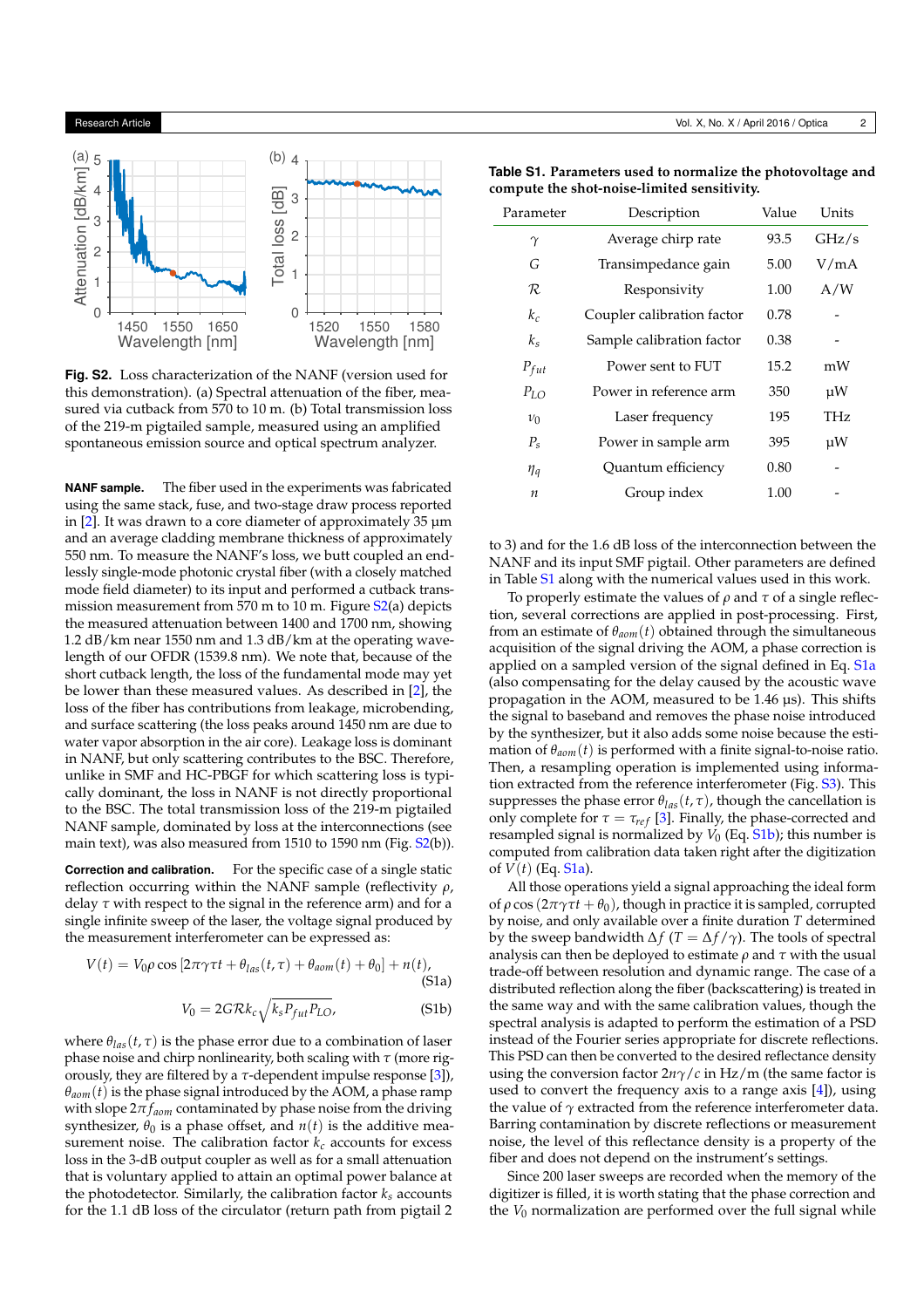**Fig. S2.** Loss characterization of the NANF (version used for this demonstration). (a) Spectral attenuation of the fiber, measured via cutback from 570 to 10 m. (b) Total transmission loss of the 219-m pigtailed sample, measured using an amplified spontaneous emission source and optical spectrum analyzer.

**NANF sample.** The fiber used in the experiments was fabricated using the same stack, fuse, and two-stage draw process reported in [2]. It was drawn to a core diameter of approximately 35 µm and an average cladding membrane thickness of approximately 550 nm. To measure the NANF's loss, we butt coupled an endlessly single-mode photonic crystal fiber (with a closely matched mode field diameter) to its input and performed a cutback transmission measurement from 570 m to 10 m. Figure S2(a) depicts the measured attenuation between 1400 and 1700 nm, showing 1.2 dB/km near 1550 nm and 1.3 dB/km at the operating wavelength of our OFDR (1539.8 nm). We note that, because of the short cutback length, the loss of the fundamental mode may yet be lower than these measured values. As described in [2], the loss of the fiber has contributions from leakage, microbending, and surface scattering (the loss peaks around 1450 nm are due to water vapor absorption in the air core). Leakage loss is dominant in NANF, but only scattering contributes to the BSC. Therefore, unlike in SMF and HC-PBGF for which scattering loss is typically dominant, the loss in NANF is not directly proportional to the BSC. The total transmission loss of the 219-m pigtailed NANF sample, dominated by loss at the interconnections (see main text), was also measured from 1510 to 1590 nm (Fig. S2(b)).

**Correction and calibration.** For the specific case of a single static reflection occurring within the NANF sample (reflectivity $\rho$, delay $\tau$ with respect to the signal in the reference arm) and for a single infinite sweep of the laser, the voltage signal produced by the measurement interferometer can be expressed as:

$$V(t) = V_0 \rho \cos\left[2\pi\gamma\tau t + \theta_{las}(t,\tau) + \theta_{aom}(t) + \theta_0\right] + n(t), \tag{S1a}$$

$$V_0 = 2G\mathcal{R}k_c\sqrt{k_s P_{fut} P_{LO}}, \tag{S1b}$$

where $\theta_{las}(t,\tau)$ is the phase error due to a combination of laser phase noise and chirp nonlinearity, both scaling with $\tau$ (more rigorously, they are filtered by a $\tau$-dependent impulse response [3]), $\theta_{aom}(t)$ is the phase signal introduced by the AOM, a phase ramp with slope $2\pi f_{aom}$ contaminated by phase noise from the driving synthesizer, $\theta_0$ is a phase offset, and $n(t)$ is the additive measurement noise. The calibration factor $k_c$ accounts for excess loss in the 3-dB output coupler as well as for a small attenuation that is voluntary applied to attain an optimal power balance at the photodetector. Similarly, the calibration factor $k_s$ accounts for the 1.1 dB loss of the circulator (return path from pigtail 2 to 3) and for the 1.6 dB loss of the interconnection between the NANF and its input SMF pigtail. Other parameters are defined in Table S1 along with the numerical values used in this work.

**Table S1. Parameters used to normalize the photovoltage and compute the shot-noise-limited sensitivity.**

| Parameter | Description | Value | Units |
|---|---|---|---|
| $\gamma$ | Average chirp rate | 93.5 | GHz/s |
| $G$ | Transimpedance gain | 5.00 | V/mA |
| $\mathcal{R}$ | Responsivity | 1.00 | A/W |
| $k_c$ | Coupler calibration factor | 0.78 | - |
| $k_s$ | Sample calibration factor | 0.38 | - |
| $P_{fut}$ | Power sent to FUT | 15.2 | mW |
| $P_{LO}$ | Power in reference arm | 350 | µW |
| $\nu_0$ | Laser frequency | 195 | THz |
| $P_s$ | Power in sample arm | 395 | µW |
| $\eta_q$ | Quantum efficiency | 0.80 | - |
| $n$ | Group index | 1.00 | - |

To properly estimate the values of $\rho$ and $\tau$ of a single reflection, several corrections are applied in post-processing. First, from an estimate of $\theta_{aom}(t)$ obtained through the simultaneous acquisition of the signal driving the AOM, a phase correction is applied on a sampled version of the signal defined in Eq. S1a (also compensating for the delay caused by the acoustic wave propagation in the AOM, measured to be 1.46 µs). This shifts the signal to baseband and removes the phase noise introduced by the synthesizer, but it also adds some noise because the estimation of $\theta_{aom}(t)$ is performed with a finite signal-to-noise ratio. Then, a resampling operation is implemented using information extracted from the reference interferometer (Fig. S3). This suppresses the phase error $\theta_{las}(t,\tau)$, though the cancellation is only complete for $\tau = \tau_{ref}$ [3]. Finally, the phase-corrected and resampled signal is normalized by $V_0$ (Eq. S1b); this number is computed from calibration data taken right after the digitization of $V(t)$ (Eq. S1a).

All those operations yield a signal approaching the ideal form of $\rho\cos(2\pi\gamma\tau t + \theta_0)$, though in practice it is sampled, corrupted by noise, and only available over a finite duration $T$ determined by the sweep bandwidth $\Delta f$ ($T = \Delta f/\gamma$). The tools of spectral analysis can then be deployed to estimate $\rho$ and $\tau$ with the usual trade-off between resolution and dynamic range. The case of a distributed reflection along the fiber (backscattering) is treated in the same way and with the same calibration values, though the spectral analysis is adapted to perform the estimation of a PSD instead of the Fourier series appropriate for discrete reflections. This PSD can then be converted to the desired reflectance density using the conversion factor $2n\gamma/c$ in Hz/m (the same factor is used to convert the frequency axis to a range axis [4]), using the value of $\gamma$ extracted from the reference interferometer data. Barring contamination by discrete reflections or measurement noise, the level of this reflectance density is a property of the fiber and does not depend on the instrument's settings.

Since 200 laser sweeps are recorded when the memory of the digitizer is filled, it is worth stating that the phase correction and the $V_0$ normalization are performed over the full signal while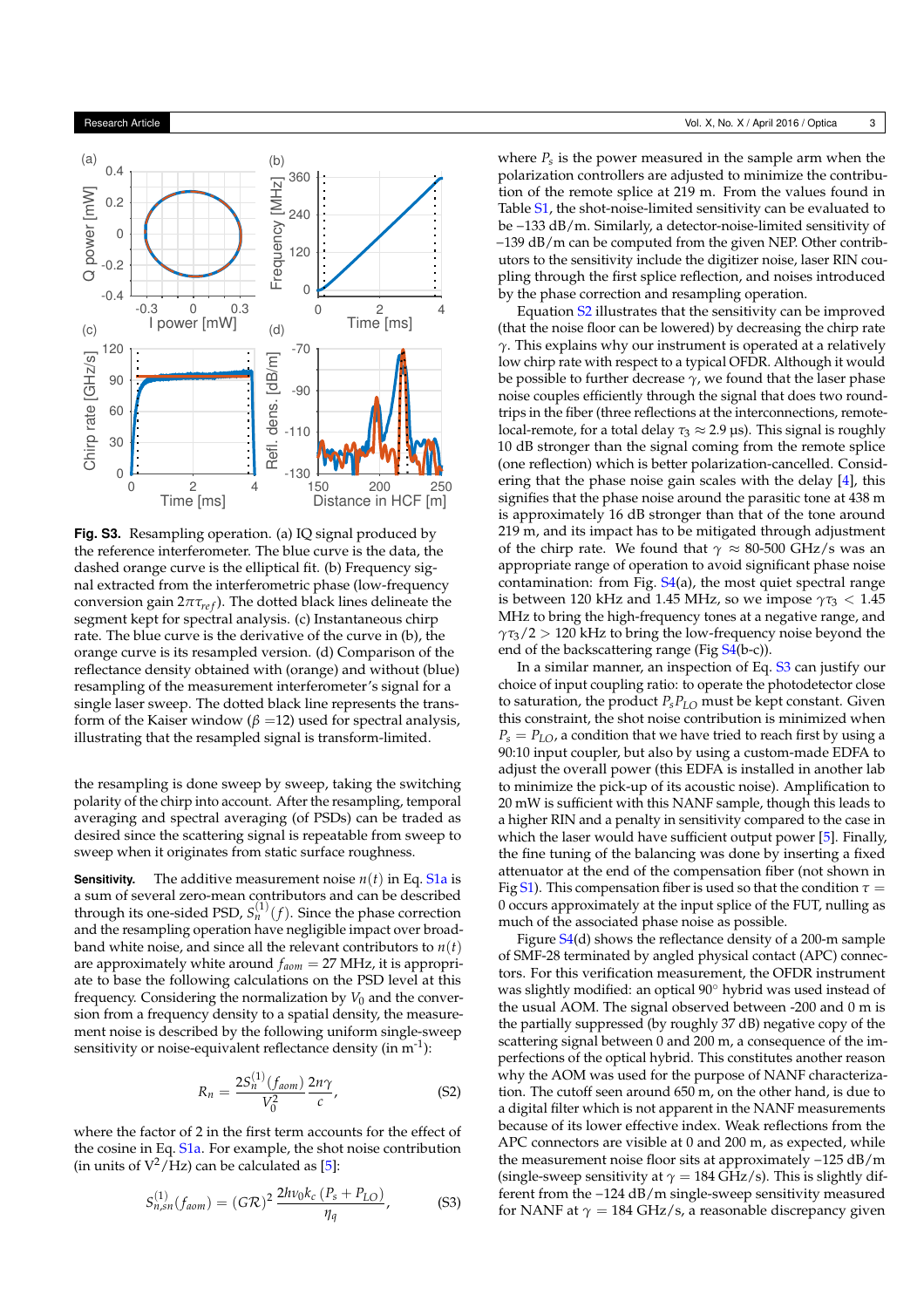**Fig. S3.** Resampling operation. (a) IQ signal produced by the reference interferometer. The blue curve is the data, the dashed orange curve is the elliptical fit. (b) Frequency signal extracted from the interferometric phase (low-frequency conversion gain $2\pi\tau_{ref}$). The dotted black lines delineate the segment kept for spectral analysis. (c) Instantaneous chirp rate. The blue curve is the derivative of the curve in (b), the orange curve is its resampled version. (d) Comparison of the reflectance density obtained with (orange) and without (blue) resampling of the measurement interferometer's signal for a single laser sweep. The dotted black line represents the transform of the Kaiser window ($\beta$ =12) used for spectral analysis, illustrating that the resampled signal is transform-limited.

the resampling is done sweep by sweep, taking the switching polarity of the chirp into account. After the resampling, temporal averaging and spectral averaging (of PSDs) can be traded as desired since the scattering signal is repeatable from sweep to sweep when it originates from static surface roughness.

**Sensitivity.** The additive measurement noise $n(t)$ in Eq. S1a is a sum of several zero-mean contributors and can be described through its one-sided PSD, $S_n^{(1)}(f)$. Since the phase correction and the resampling operation have negligible impact over broadband white noise, and since all the relevant contributors to $n(t)$ are approximately white around $f_{aom} = 27$ MHz, it is appropriate to base the following calculations on the PSD level at this frequency. Considering the normalization by $V_0$ and the conversion from a frequency density to a spatial density, the measurement noise is described by the following uniform single-sweep sensitivity or noise-equivalent reflectance density (in m$^{-1}$):

$$R_n = \frac{2S_n^{(1)}(f_{aom})}{V_0^2}\frac{2n\gamma}{c}, \tag{S2}$$

where the factor of 2 in the first term accounts for the effect of the cosine in Eq. S1a. For example, the shot noise contribution (in units of V$^2$/Hz) can be calculated as [5]:

$$S_{n,sn}^{(1)}(f_{aom}) = (G\mathcal{R})^2\,\frac{2h\nu_0 k_c\,(P_s + P_{LO})}{\eta_q}, \tag{S3}$$

where $P_s$ is the power measured in the sample arm when the polarization controllers are adjusted to minimize the contribution of the remote splice at 219 m. From the values found in Table S1, the shot-noise-limited sensitivity can be evaluated to be −133 dB/m. Similarly, a detector-noise-limited sensitivity of −139 dB/m can be computed from the given NEP. Other contributors to the sensitivity include the digitizer noise, laser RIN coupling through the first splice reflection, and noises introduced by the phase correction and resampling operation.

Equation S2 illustrates that the sensitivity can be improved (that the noise floor can be lowered) by decreasing the chirp rate $\gamma$. This explains why our instrument is operated at a relatively low chirp rate with respect to a typical OFDR. Although it would be possible to further decrease $\gamma$, we found that the laser phase noise couples efficiently through the signal that does two round-trips in the fiber (three reflections at the interconnections, remote-local-remote, for a total delay $\tau_3 \approx 2.9$ µs). This signal is roughly 10 dB stronger than the signal coming from the remote splice (one reflection) which is better polarization-cancelled. Considering that the phase noise gain scales with the delay [4], this signifies that the phase noise around the parasitic tone at 438 m is approximately 16 dB stronger than that of the tone around 219 m, and its impact has to be mitigated through adjustment of the chirp rate. We found that $\gamma \approx$ 80-500 GHz/s was an appropriate range of operation to avoid significant phase noise contamination: from Fig. S4(a), the most quiet spectral range is between 120 kHz and 1.45 MHz, so we impose $\gamma\tau_3 < 1.45$ MHz to bring the high-frequency tones at a negative range, and $\gamma\tau_3/2 > 120$ kHz to bring the low-frequency noise beyond the end of the backscattering range (Fig S4(b-c)).

In a similar manner, an inspection of Eq. S3 can justify our choice of input coupling ratio: to operate the photodetector close to saturation, the product $P_s P_{LO}$ must be kept constant. Given this constraint, the shot noise contribution is minimized when $P_s = P_{LO}$, a condition that we have tried to reach first by using a 90:10 input coupler, but also by using a custom-made EDFA to adjust the overall power (this EDFA is installed in another lab to minimize the pick-up of its acoustic noise). Amplification to 20 mW is sufficient with this NANF sample, though this leads to a higher RIN and a penalty in sensitivity compared to the case in which the laser would have sufficient output power [5]. Finally, the fine tuning of the balancing was done by inserting a fixed attenuator at the end of the compensation fiber (not shown in Fig S1). This compensation fiber is used so that the condition $\tau =$ 0 occurs approximately at the input splice of the FUT, nulling as much of the associated phase noise as possible.

Figure S4(d) shows the reflectance density of a 200-m sample of SMF-28 terminated by angled physical contact (APC) connectors. For this verification measurement, the OFDR instrument was slightly modified: an optical 90° hybrid was used instead of the usual AOM. The signal observed between -200 and 0 m is the partially suppressed (by roughly 37 dB) negative copy of the scattering signal between 0 and 200 m, a consequence of the imperfections of the optical hybrid. This constitutes another reason why the AOM was used for the purpose of NANF characterization. The cutoff seen around 650 m, on the other hand, is due to a digital filter which is not apparent in the NANF measurements because of its lower effective index. Weak reflections from the APC connectors are visible at 0 and 200 m, as expected, while the measurement noise floor sits at approximately −125 dB/m (single-sweep sensitivity at $\gamma$ = 184 GHz/s). This is slightly different from the −124 dB/m single-sweep sensitivity measured for NANF at $\gamma$ = 184 GHz/s, a reasonable discrepancy given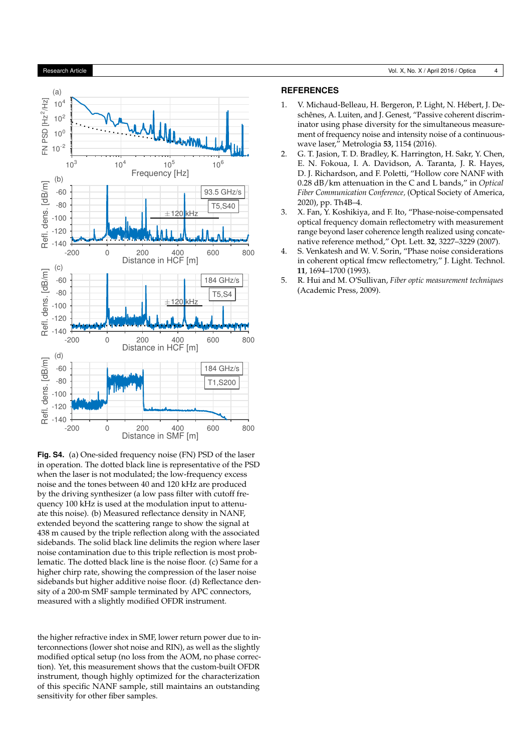(a)

FN PSD [Hz$^2$/Hz]

$10^4$

$10^2$

$10^0$

$10^{-2}$

$10^3$ $10^4$ $10^5$ $10^6$

Frequency [Hz]

(b)

Refl. dens. [dB/m]

-60 -80 -100 -120 -140

93.5 GHz/s

T5,S40

±120 kHz

-200 0 200 400 600 800

Distance in HCF [m]

(c)

Refl. dens. [dB/m]

-60 -80 -100 -120 -140

184 GHz/s

T5,S4

±120 kHz

-200 0 200 400 600 800

Distance in HCF [m]

(d)

Refl. dens. [dB/m]

-60 -80 -100 -120 -140

184 GHz/s

T1,S200

-200 0 200 400 600 800

Distance in SMF [m]

**Fig. S4.** (a) One-sided frequency noise (FN) PSD of the laser in operation. The dotted black line is representative of the PSD when the laser is not modulated; the low-frequency excess noise and the tones between 40 and 120 kHz are produced by the driving synthesizer (a low pass filter with cutoff frequency 100 kHz is used at the modulation input to attenuate this noise). (b) Measured reflectance density in NANF, extended beyond the scattering range to show the signal at 438 m caused by the triple reflection along with the associated sidebands. The solid black line delimits the region where laser noise contamination due to this triple reflection is most problematic. The dotted black line is the noise floor. (c) Same for a higher chirp rate, showing the compression of the laser noise sidebands but higher additive noise floor. (d) Reflectance density of a 200-m SMF sample terminated by APC connectors, measured with a slightly modified OFDR instrument.

the higher refractive index in SMF, lower return power due to interconnections (lower shot noise and RIN), as well as the slightly modified optical setup (no loss from the AOM, no phase correction). Yet, this measurement shows that the custom-built OFDR instrument, though highly optimized for the characterization of this specific NANF sample, still maintains an outstanding sensitivity for other fiber samples.

## REFERENCES

1. V. Michaud-Belleau, H. Bergeron, P. Light, N. Hébert, J. Deschênes, A. Luiten, and J. Genest, "Passive coherent discriminator using phase diversity for the simultaneous measurement of frequency noise and intensity noise of a continuous-wave laser," Metrologia **53**, 1154 (2016).
2. G. T. Jasion, T. D. Bradley, K. Harrington, H. Sakr, Y. Chen, E. N. Fokoua, I. A. Davidson, A. Taranta, J. R. Hayes, D. J. Richardson, and F. Poletti, "Hollow core NANF with 0.28 dB/km attenuation in the C and L bands," in *Optical Fiber Communication Conference,* (Optical Society of America, 2020), pp. Th4B–4.
3. X. Fan, Y. Koshikiya, and F. Ito, "Phase-noise-compensated optical frequency domain reflectometry with measurement range beyond laser coherence length realized using concatenative reference method," Opt. Lett. **32**, 3227–3229 (2007).
4. S. Venkatesh and W. V. Sorin, "Phase noise considerations in coherent optical fmcw reflectometry," J. Light. Technol. **11**, 1694–1700 (1993).
5. R. Hui and M. O'Sullivan, *Fiber optic measurement techniques* (Academic Press, 2009).